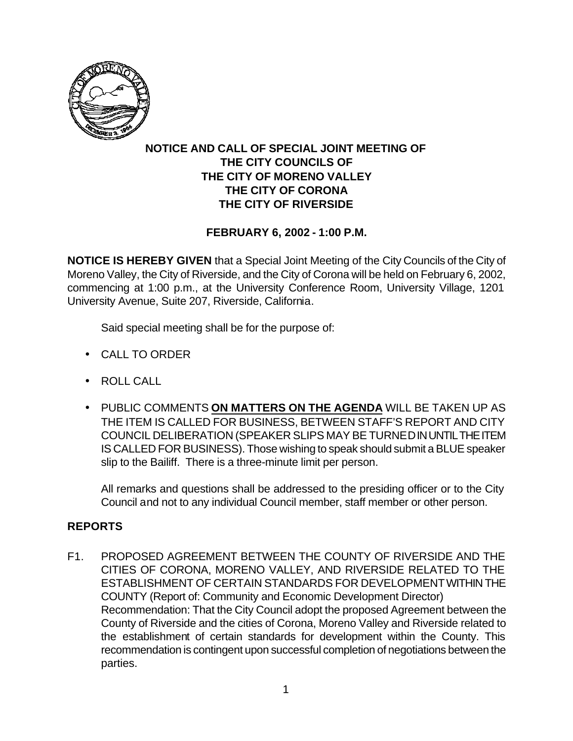**NOTICE AND CALL OF SPECIAL JOINT MEETING OF THE CITY COUNCILS OF THE CITY OF MORENO VALLEY THE CITY OF CORONA THE CITY OF RIVERSIDE**

**FEBRUARY 6, 2002 - 1:00 P.M.**

**NOTICE IS HEREBY GIVEN** that a Special Joint Meeting of the City Councils of the City of Moreno Valley, the City of Riverside, and the City of Corona will be held on February 6, 2002, commencing at 1:00 p.m., at the University Conference Room, University Village, 1201 University Avenue, Suite 207, Riverside, California.

Said special meeting shall be for the purpose of:

- CALL TO ORDER
- ROLL CALL
- PUBLIC COMMENTS **ON MATTERS ON THE AGENDA** WILL BE TAKEN UP AS THE ITEM IS CALLED FOR BUSINESS, BETWEEN STAFF'S REPORT AND CITY COUNCIL DELIBERATION (SPEAKER SLIPS MAY BE TURNED IN UNTIL THE ITEM IS CALLED FOR BUSINESS). Those wishing to speak should submit a BLUE speaker slip to the Bailiff. There is a three-minute limit per person.

  All remarks and questions shall be addressed to the presiding officer or to the City Council and not to any individual Council member, staff member or other person.

## REPORTS

F1. PROPOSED AGREEMENT BETWEEN THE COUNTY OF RIVERSIDE AND THE CITIES OF CORONA, MORENO VALLEY, AND RIVERSIDE RELATED TO THE ESTABLISHMENT OF CERTAIN STANDARDS FOR DEVELOPMENT WITHIN THE COUNTY (Report of: Community and Economic Development Director)
Recommendation: That the City Council adopt the proposed Agreement between the County of Riverside and the cities of Corona, Moreno Valley and Riverside related to the establishment of certain standards for development within the County. This recommendation is contingent upon successful completion of negotiations between the parties.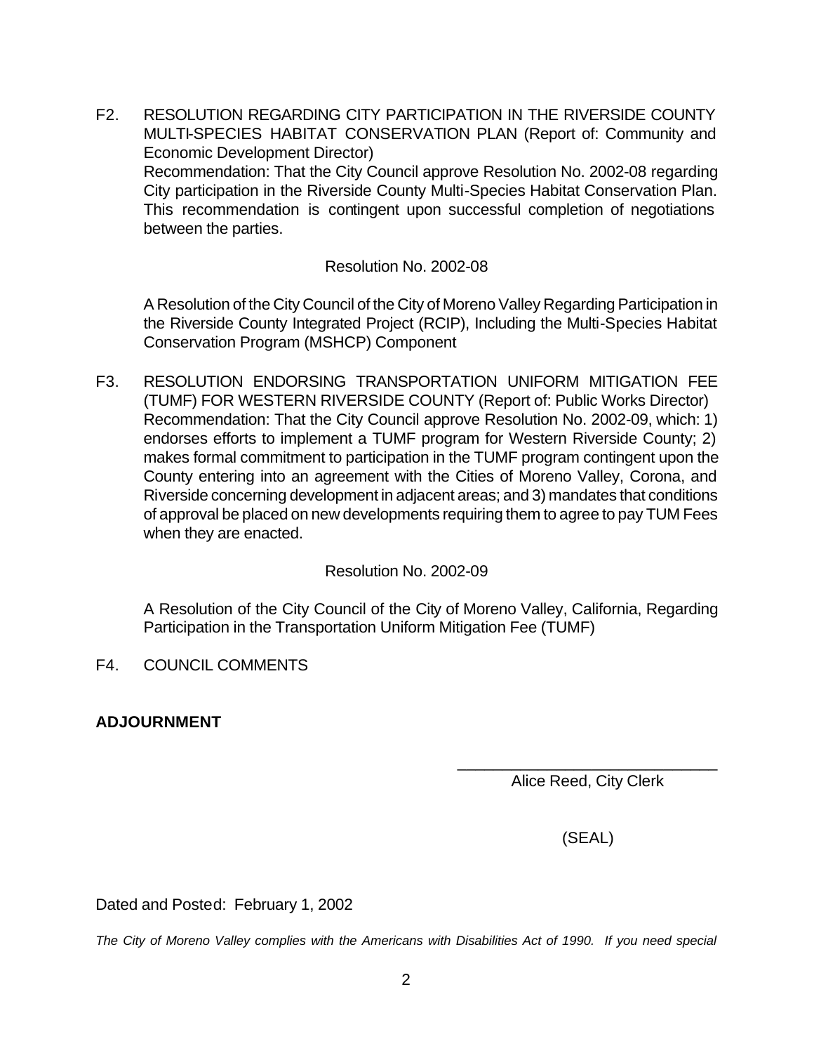F2. RESOLUTION REGARDING CITY PARTICIPATION IN THE RIVERSIDE COUNTY MULTI-SPECIES HABITAT CONSERVATION PLAN (Report of: Community and Economic Development Director)
Recommendation: That the City Council approve Resolution No. 2002-08 regarding City participation in the Riverside County Multi-Species Habitat Conservation Plan. This recommendation is contingent upon successful completion of negotiations between the parties.

Resolution No. 2002-08

A Resolution of the City Council of the City of Moreno Valley Regarding Participation in the Riverside County Integrated Project (RCIP), Including the Multi-Species Habitat Conservation Program (MSHCP) Component

F3. RESOLUTION ENDORSING TRANSPORTATION UNIFORM MITIGATION FEE (TUMF) FOR WESTERN RIVERSIDE COUNTY (Report of: Public Works Director)
Recommendation: That the City Council approve Resolution No. 2002-09, which: 1) endorses efforts to implement a TUMF program for Western Riverside County; 2) makes formal commitment to participation in the TUMF program contingent upon the County entering into an agreement with the Cities of Moreno Valley, Corona, and Riverside concerning development in adjacent areas; and 3) mandates that conditions of approval be placed on new developments requiring them to agree to pay TUM Fees when they are enacted.

Resolution No. 2002-09

A Resolution of the City Council of the City of Moreno Valley, California, Regarding Participation in the Transportation Uniform Mitigation Fee (TUMF)

F4. COUNCIL COMMENTS

**ADJOURNMENT**

\_\_\_\_\_\_\_\_\_\_\_\_\_\_\_\_\_\_\_\_\_\_\_\_\_\_\_\_\_\_
Alice Reed, City Clerk

(SEAL)

Dated and Posted: February 1, 2002

*The City of Moreno Valley complies with the Americans with Disabilities Act of 1990. If you need special*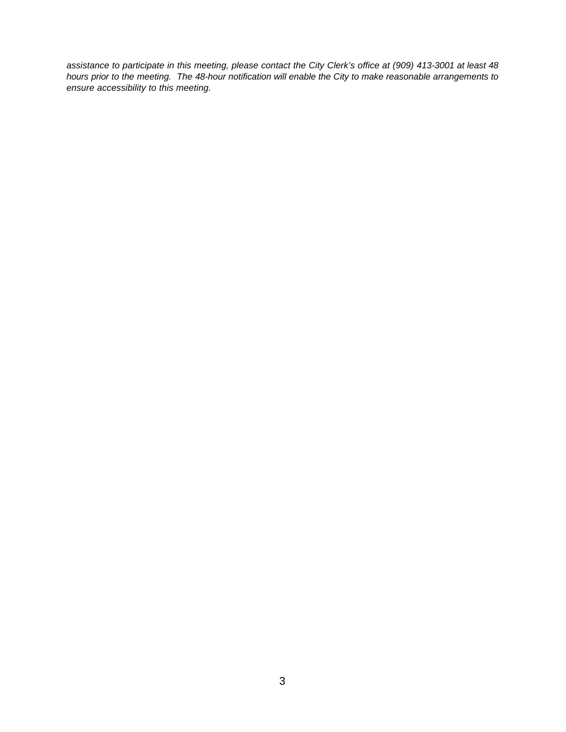*assistance to participate in this meeting, please contact the City Clerk's office at (909) 413-3001 at least 48 hours prior to the meeting. The 48-hour notification will enable the City to make reasonable arrangements to ensure accessibility to this meeting.*